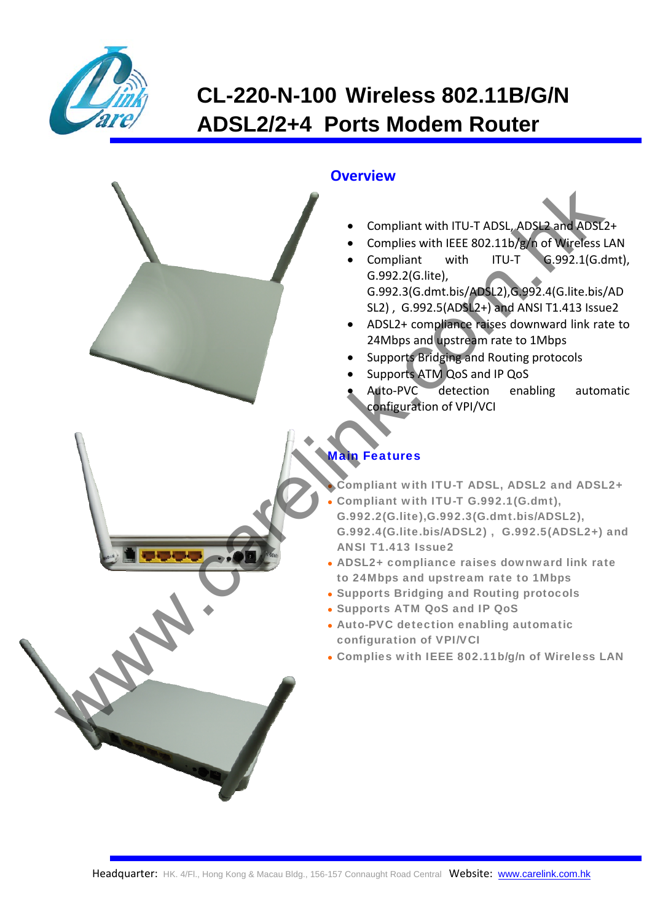# CL-220-N-100 Wireless 802.11B/G/N ADSL2/2+4 Ports Modem Router

## Overview

- Compliant with ITU-T ADSL, ADSL2 and ADSL2+
- Complies with IEEE 802.11b/g/n of Wireless LAN
- Compliant with ITU-T G.992.1(G.dmt), G.992.2(G.lite), G.992.3(G.dmt.bis/ADSL2),G.992.4(G.lite.bis/ADSL2) , G.992.5(ADSL2+) and ANSI T1.413 Issue2
- ADSL2+ compliance raises downward link rate to 24Mbps and upstream rate to 1Mbps
- Supports Bridging and Routing protocols
- Supports ATM QoS and IP QoS
- Auto-PVC detection enabling automatic configuration of VPI/VCI

## Main Features

- Compliant with ITU-T ADSL, ADSL2 and ADSL2+
- Compliant with ITU-T G.992.1(G.dmt), G.992.2(G.lite),G.992.3(G.dmt.bis/ADSL2), G.992.4(G.lite.bis/ADSL2) , G.992.5(ADSL2+) and ANSI T1.413 Issue2
- ADSL2+ compliance raises downward link rate to 24Mbps and upstream rate to 1Mbps
- Supports Bridging and Routing protocols
- Supports ATM QoS and IP QoS
- Auto-PVC detection enabling automatic configuration of VPI/VCI
- Complies with IEEE 802.11b/g/n of Wireless LAN

Headquarter: HK. 4/Fl., Hong Kong & Macau Bldg., 156-157 Connaught Road Central Website: www.carelink.com.hk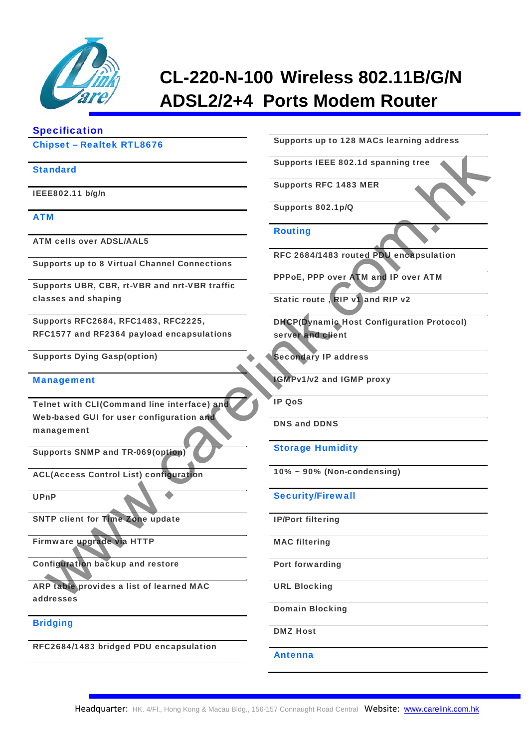# CL-220-N-100 Wireless 802.11B/G/N ADSL2/2+4 Ports Modem Router

## Specification

### Chipset – Realtek RTL8676

### Standard

IEEE802.11 b/g/n

### ATM

ATM cells over ADSL/AAL5

Supports up to 8 Virtual Channel Connections

Supports UBR, CBR, rt-VBR and nrt-VBR traffic classes and shaping

Supports RFC2684, RFC1483, RFC2225, RFC1577 and RF2364 payload encapsulations

Supports Dying Gasp(option)

### Management

Telnet with CLI(Command line interface) and Web-based GUI for user configuration and management

Supports SNMP and TR-069(option)

ACL(Access Control List) configuration

UPnP

SNTP client for Time Zone update

Firmware upgrade via HTTP

Configuration backup and restore

ARP table provides a list of learned MAC addresses

### Bridging

RFC2684/1483 bridged PDU encapsulation

Supports up to 128 MACs learning address

Supports IEEE 802.1d spanning tree

Supports RFC 1483 MER

Supports 802.1p/Q

### Routing

RFC 2684/1483 routed PDU encapsulation

PPPoE, PPP over ATM and IP over ATM

Static route , RIP v1 and RIP v2

DHCP(Dynamic Host Configuration Protocol) server and client

Secondary IP address

IGMPv1/v2 and IGMP proxy

IP QoS

DNS and DDNS

### Storage Humidity

10% ~ 90% (Non-condensing)

### Security/Firewall

IP/Port filtering

MAC filtering

Port forwarding

URL Blocking

Domain Blocking

DMZ Host

### Antenna

Headquarter: HK. 4/Fl., Hong Kong & Macau Bldg., 156-157 Connaught Road Central Website: www.carelink.com.hk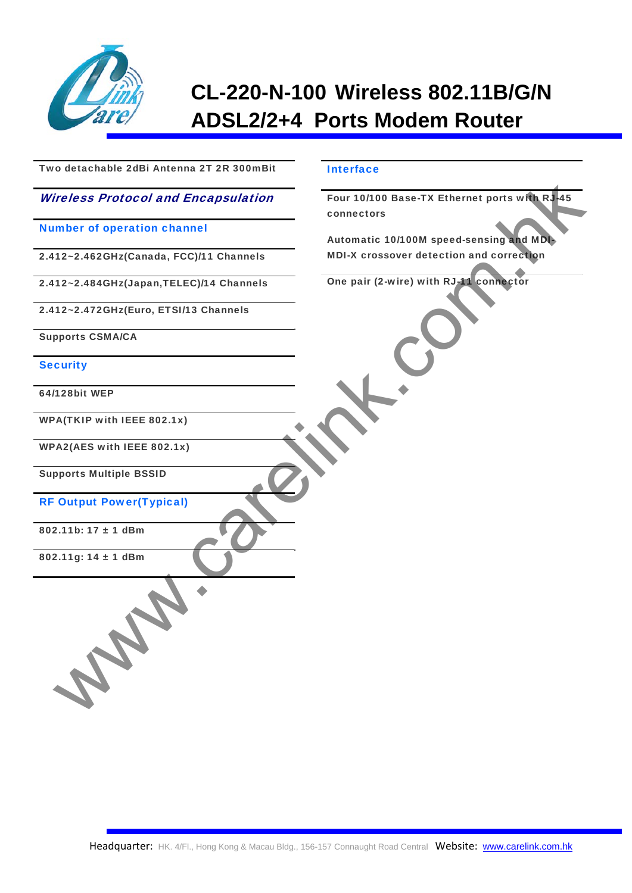# CL-220-N-100 Wireless 802.11B/G/N ADSL2/2+4 Ports Modem Router

Two detachable 2dBi Antenna 2T 2R 300mBit

***Wireless Protocol and Encapsulation***

**Number of operation channel**

2.412~2.462GHz(Canada, FCC)/11 Channels

2.412~2.484GHz(Japan,TELEC)/14 Channels

2.412~2.472GHz(Euro, ETSI/13 Channels

Supports CSMA/CA

**Security**

64/128bit WEP

WPA(TKIP with IEEE 802.1x)

WPA2(AES with IEEE 802.1x)

Supports Multiple BSSID

**RF Output Power(Typical)**

802.11b: 17 ± 1 dBm

802.11g: 14 ± 1 dBm

**Interface**

Four 10/100 Base-TX Ethernet ports with RJ-45 connectors

Automatic 10/100M speed-sensing and MDI-MDI-X crossover detection and correction

One pair (2-wire) with RJ-11 connector